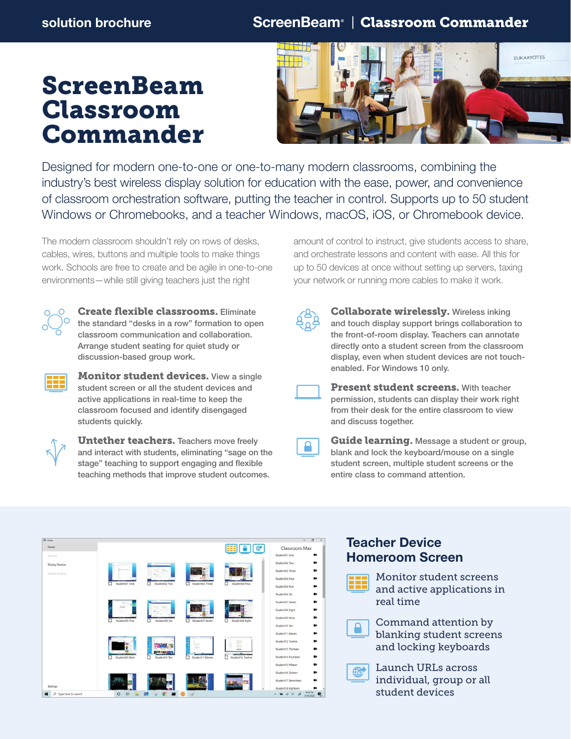# ScreenBeam Classroom Commander

Designed for modern one-to-one or one-to-many modern classrooms, combining the industry's best wireless display solution for education with the ease, power, and convenience of classroom orchestration software, putting the teacher in control. Supports up to 50 student Windows or Chromebooks, and a teacher Windows, macOS, iOS, or Chromebook device.

The modern classroom shouldn't rely on rows of desks, cables, wires, buttons and multiple tools to make things work. Schools are free to create and be agile in one-to-one environments—while still giving teachers just the right amount of control to instruct, give students access to share, and orchestrate lessons and content with ease. All this for up to 50 devices at once without setting up servers, taxing your network or running more cables to make it work.

**Create flexible classrooms.** Eliminate the standard "desks in a row" formation to open classroom communication and collaboration. Arrange student seating for quiet study or discussion-based group work.

**Monitor student devices.** View a single student screen or all the student devices and active applications in real-time to keep the classroom focused and identify disengaged students quickly.

**Untether teachers.** Teachers move freely and interact with students, eliminating "sage on the stage" teaching to support engaging and flexible teaching methods that improve student outcomes.

**Collaborate wirelessly.** Wireless inking and touch display support brings collaboration to the front-of-room display. Teachers can annotate directly onto a student screen from the classroom display, even when student devices are not touch-enabled. For Windows 10 only.

**Present student screens.** With teacher permission, students can display their work right from their desk for the entire classroom to view and discuss together.

**Guide learning.** Message a student or group, blank and lock the keyboard/mouse on a single student screen, multiple student screens or the entire class to command attention.

## Teacher Device Homeroom Screen

- Monitor student screens and active applications in real time
- Command attention by blanking student screens and locking keyboards
- Launch URLs across individual, group or all student devices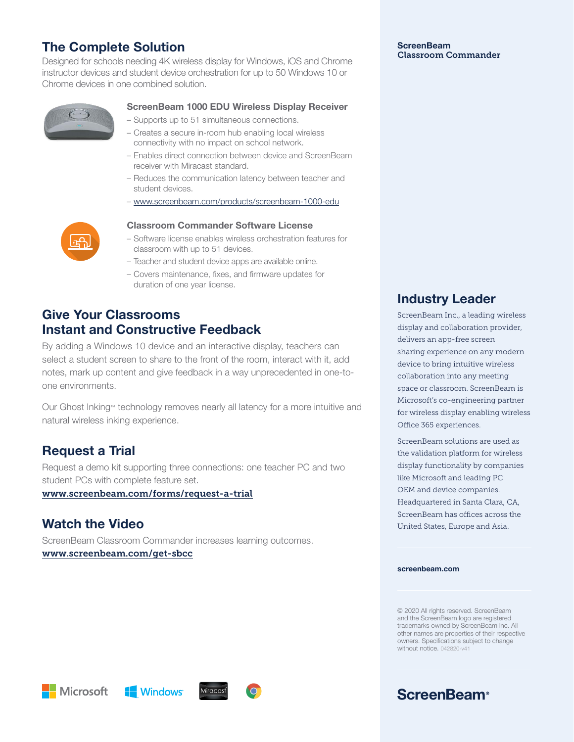## The Complete Solution

Designed for schools needing 4K wireless display for Windows, iOS and Chrome instructor devices and student device orchestration for up to 50 Windows 10 or Chrome devices in one combined solution.

### ScreenBeam 1000 EDU Wireless Display Receiver

- Supports up to 51 simultaneous connections.
- Creates a secure in-room hub enabling local wireless connectivity with no impact on school network.
- Enables direct connection between device and ScreenBeam receiver with Miracast standard.
- Reduces the communication latency between teacher and student devices.
- www.screenbeam.com/products/screenbeam-1000-edu

### Classroom Commander Software License

- Software license enables wireless orchestration features for classroom with up to 51 devices.
- Teacher and student device apps are available online.
- Covers maintenance, fixes, and firmware updates for duration of one year license.

## Give Your Classrooms Instant and Constructive Feedback

By adding a Windows 10 device and an interactive display, teachers can select a student screen to share to the front of the room, interact with it, add notes, mark up content and give feedback in a way unprecedented in one-to-one environments.

Our Ghost Inking™ technology removes nearly all latency for a more intuitive and natural wireless inking experience.

## Request a Trial

Request a demo kit supporting three connections: one teacher PC and two student PCs with complete feature set.

**www.screenbeam.com/forms/request-a-trial**

## Watch the Video

ScreenBeam Classroom Commander increases learning outcomes.

**www.screenbeam.com/get-sbcc**

Microsoft Windows Miracast

**ScreenBeam Classroom Commander**

## Industry Leader

ScreenBeam Inc., a leading wireless display and collaboration provider, delivers an app-free screen sharing experience on any modern device to bring intuitive wireless collaboration into any meeting space or classroom. ScreenBeam is Microsoft's co-engineering partner for wireless display enabling wireless Office 365 experiences.

ScreenBeam solutions are used as the validation platform for wireless display functionality by companies like Microsoft and leading PC OEM and device companies. Headquartered in Santa Clara, CA, ScreenBeam has offices across the United States, Europe and Asia.

**screenbeam.com**

© 2020 All rights reserved. ScreenBeam and the ScreenBeam logo are registered trademarks owned by ScreenBeam Inc. All other names are properties of their respective owners. Specifications subject to change without notice. 042820-v41

**ScreenBeam®**